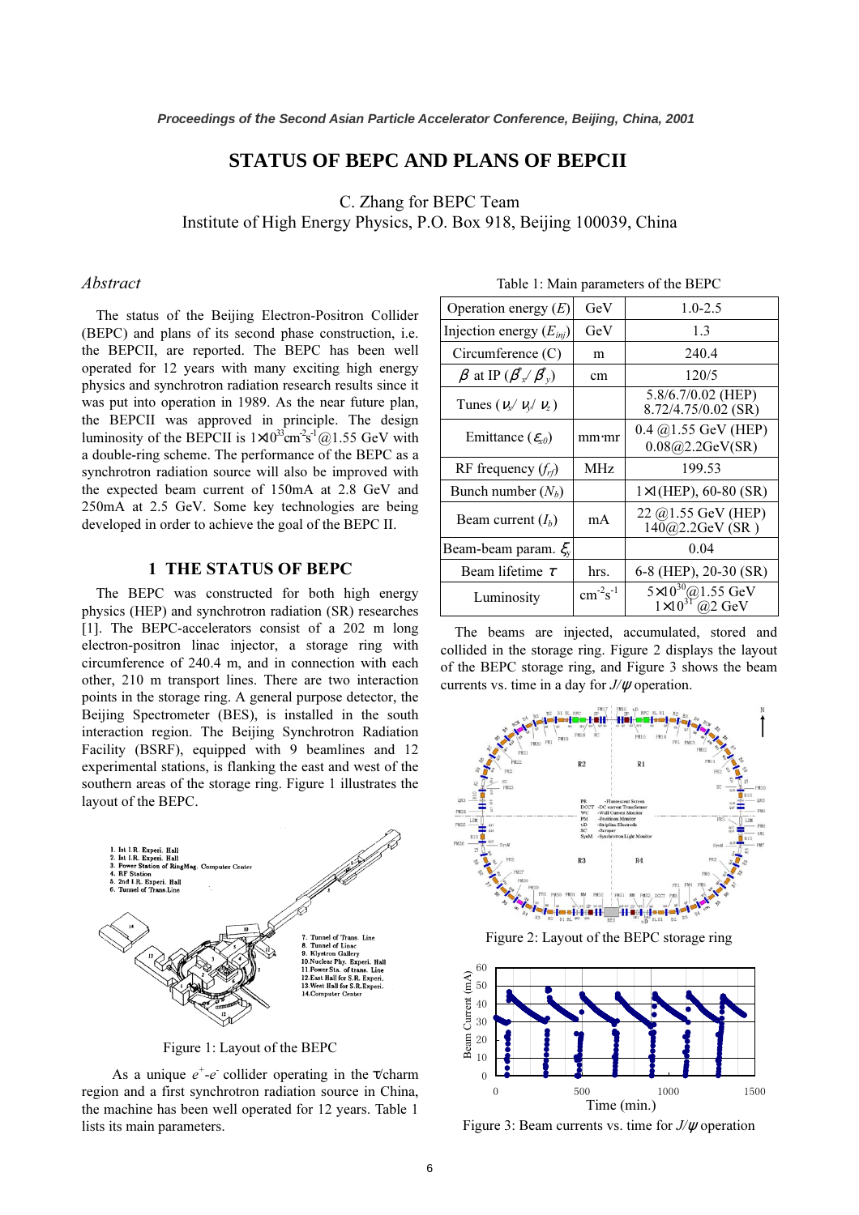# STATUS OF BEPC AND PLANS OF BEPCII

C. Zhang for BEPC Team
Institute of High Energy Physics, P.O. Box 918, Beijing 100039, China

## *Abstract*

The status of the Beijing Electron-Positron Collider (BEPC) and plans of its second phase construction, i.e. the BEPCII, are reported. The BEPC has been well operated for 12 years with many exciting high energy physics and synchrotron radiation research results since it was put into operation in 1989. As the near future plan, the BEPCII was approved in principle. The design luminosity of the BEPCII is $1\times10^{33}$cm$^{-2}$s$^{-1}$@1.55 GeV with a double-ring scheme. The performance of the BEPC as a synchrotron radiation source will also be improved with the expected beam current of 150mA at 2.8 GeV and 250mA at 2.5 GeV. Some key technologies are being developed in order to achieve the goal of the BEPC II.

## 1 THE STATUS OF BEPC

The BEPC was constructed for both high energy physics (HEP) and synchrotron radiation (SR) researches [1]. The BEPC-accelerators consist of a 202 m long electron-positron linac injector, a storage ring with circumference of 240.4 m, and in connection with each other, 210 m transport lines. There are two interaction points in the storage ring. A general purpose detector, the Beijing Spectrometer (BES), is installed in the south interaction region. The Beijing Synchrotron Radiation Facility (BSRF), equipped with 9 beamlines and 12 experimental stations, is flanking the east and west of the southern areas of the storage ring. Figure 1 illustrates the layout of the BEPC.

Figure 1: Layout of the BEPC

As a unique $e^+$-$e^-$ collider operating in the $\tau$/charm region and a first synchrotron radiation source in China, the machine has been well operated for 12 years. Table 1 lists its main parameters.

Table 1: Main parameters of the BEPC

| Operation energy ($E$) | GeV | 1.0-2.5 |
|---|---|---|
| Injection energy ($E_{inj}$) | GeV | 1.3 |
| Circumference (C) | m | 240.4 |
| $\beta$ at IP ($\beta^*_x/\beta^*_y$) | cm | 120/5 |
| Tunes ($\nu_x/\nu_y/\nu_z$) | | 5.8/6.7/0.02 (HEP) 8.72/4.75/0.02 (SR) |
| Emittance ($\varepsilon_{x0}$) | mm·mr | 0.4 @1.55 GeV (HEP) 0.08@2.2GeV(SR) |
| RF frequency ($f_{rf}$) | MHz | 199.53 |
| Bunch number ($N_b$) | | 1×1(HEP), 60-80 (SR) |
| Beam current ($I_b$) | mA | 22 @1.55 GeV (HEP) 140@2.2GeV (SR ) |
| Beam-beam param. $\xi_y$ | | 0.04 |
| Beam lifetime $\tau$ | hrs. | 6-8 (HEP), 20-30 (SR) |
| Luminosity | cm$^{-2}$s$^{-1}$ | $5\times10^{30}$@1.55 GeV $1\times10^{31}$ @2 GeV |

The beams are injected, accumulated, stored and collided in the storage ring. Figure 2 displays the layout of the BEPC storage ring, and Figure 3 shows the beam currents vs. time in a day for $J/\psi$ operation.

Figure 2: Layout of the BEPC storage ring

Figure 3: Beam currents vs. time for $J/\psi$ operation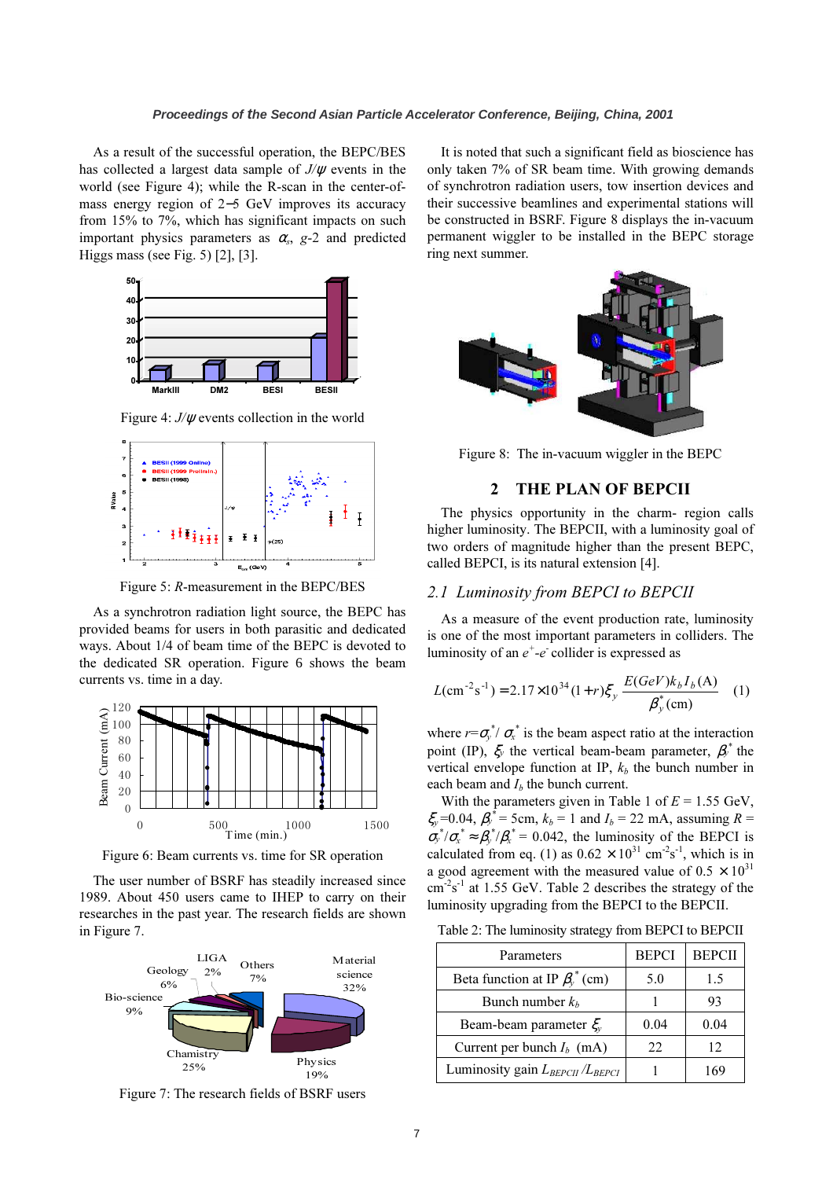As a result of the successful operation, the BEPC/BES has collected a largest data sample of $J/\psi$ events in the world (see Figure 4); while the R-scan in the center-of-mass energy region of 2−5 GeV improves its accuracy from 15% to 7%, which has significant impacts on such important physics parameters as $\alpha_s$, $g$-2 and predicted Higgs mass (see Fig. 5) [2], [3].

Figure 4: $J/\psi$ events collection in the world

Figure 5: $R$-measurement in the BEPC/BES

As a synchrotron radiation light source, the BEPC has provided beams for users in both parasitic and dedicated ways. About 1/4 of beam time of the BEPC is devoted to the dedicated SR operation. Figure 6 shows the beam currents vs. time in a day.

Figure 6: Beam currents vs. time for SR operation

The user number of BSRF has steadily increased since 1989. About 450 users came to IHEP to carry on their researches in the past year. The research fields are shown in Figure 7.

Figure 7: The research fields of BSRF users

It is noted that such a significant field as bioscience has only taken 7% of SR beam time. With growing demands of synchrotron radiation users, tow insertion devices and their successive beamlines and experimental stations will be constructed in BSRF. Figure 8 displays the in-vacuum permanent wiggler to be installed in the BEPC storage ring next summer.

Figure 8: The in-vacuum wiggler in the BEPC

## 2 THE PLAN OF BEPCII

The physics opportunity in the charm- region calls higher luminosity. The BEPCII, with a luminosity goal of two orders of magnitude higher than the present BEPC, called BEPCI, is its natural extension [4].

### *2.1 Luminosity from BEPCI to BEPCII*

As a measure of the event production rate, luminosity is one of the most important parameters in colliders. The luminosity of an $e^+$-$e^-$ collider is expressed as

$$L(\mathrm{cm}^{-2}\mathrm{s}^{-1}) = 2.17\times 10^{34}(1+r)\xi_y \frac{E(GeV)k_b I_b(\mathrm{A})}{\beta_y^*(\mathrm{cm})} \quad (1)$$

where $r=\sigma_y^*/\sigma_x^*$ is the beam aspect ratio at the interaction point (IP), $\xi_y$ the vertical beam-beam parameter, $\beta_y^*$ the vertical envelope function at IP, $k_b$ the bunch number in each beam and $I_b$ the bunch current.

With the parameters given in Table 1 of $E$ = 1.55 GeV, $\xi_y$=0.04, $\beta_y^*$ = 5cm, $k_b$ = 1 and $I_b$ = 22 mA, assuming $R = \sigma_y^*/\sigma_x^* \approx \beta_y^*/\beta_x^*$ = 0.042, the luminosity of the BEPCI is calculated from eq. (1) as $0.62\times 10^{31}$ cm$^{-2}$s$^{-1}$, which is in a good agreement with the measured value of $0.5\times 10^{31}$ cm$^{-2}$s$^{-1}$ at 1.55 GeV. Table 2 describes the strategy of the luminosity upgrading from the BEPCI to the BEPCII.

Table 2: The luminosity strategy from BEPCI to BEPCII

| Parameters | BEPCI | BEPCII |
|---|---|---|
| Beta function at IP $\beta_y^*$ (cm) | 5.0 | 1.5 |
| Bunch number $k_b$ | 1 | 93 |
| Beam-beam parameter $\xi_y$ | 0.04 | 0.04 |
| Current per bunch $I_b$ (mA) | 22 | 12 |
| Luminosity gain $L_{BEPCII}/L_{BEPCI}$ | 1 | 169 |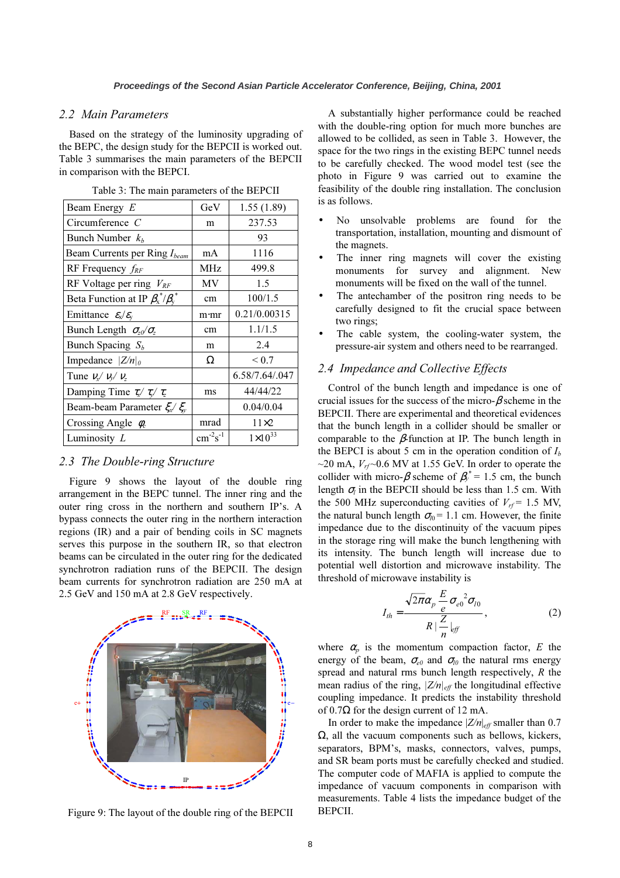### 2.2 Main Parameters

Based on the strategy of the luminosity upgrading of the BEPC, the design study for the BEPCII is worked out. Table 3 summarises the main parameters of the BEPCII in comparison with the BEPCI.

Table 3: The main parameters of the BEPCII

| Parameter | Unit | Value |
|---|---|---|
| Beam Energy $E$ | GeV | 1.55 (1.89) |
| Circumference $C$ | m | 237.53 |
| Bunch Number $k_b$ | | 93 |
| Beam Currents per Ring $I_{beam}$ | mA | 1116 |
| RF Frequency $f_{RF}$ | MHz | 499.8 |
| RF Voltage per ring $V_{RF}$ | MV | 1.5 |
| Beta Function at IP $\beta_x^*/\beta_y^*$ | cm | 100/1.5 |
| Emittance $\varepsilon_x/\varepsilon_y$ | m·mr | 0.21/0.00315 |
| Bunch Length $\sigma_{z0}/\sigma_z$ | cm | 1.1/1.5 |
| Bunch Spacing $S_b$ | m | 2.4 |
| Impedance $\|Z/n\|_0$ | Ω | < 0.7 |
| Tune $\nu_x/\nu_y/\nu_z$ | | 6.58/7.64/.047 |
| Damping Time $\tau_x/\tau_y/\tau_z$ | ms | 44/44/22 |
| Beam-beam Parameter $\xi_x/\xi_y$ | | 0.04/0.04 |
| Crossing Angle $\varphi_c$ | mrad | 11×2 |
| Luminosity $L$ | $cm^{-2}s^{-1}$ | $1\times10^{33}$ |

### 2.3 The Double-ring Structure

Figure 9 shows the layout of the double ring arrangement in the BEPC tunnel. The inner ring and the outer ring cross in the northern and southern IP's. A bypass connects the outer ring in the northern interaction regions (IR) and a pair of bending coils in SC magnets serves this purpose in the southern IR, so that electron beams can be circulated in the outer ring for the dedicated synchrotron radiation runs of the BEPCII. The design beam currents for synchrotron radiation are 250 mA at 2.5 GeV and 150 mA at 2.8 GeV respectively.

Figure 9: The layout of the double ring of the BEPCII

A substantially higher performance could be reached with the double-ring option for much more bunches are allowed to be collided, as seen in Table 3. However, the space for the two rings in the existing BEPC tunnel needs to be carefully checked. The wood model test (see the photo in Figure 9 was carried out to examine the feasibility of the double ring installation. The conclusion is as follows.

- No unsolvable problems are found for the transportation, installation, mounting and dismount of the magnets.
- The inner ring magnets will cover the existing monuments for survey and alignment. New monuments will be fixed on the wall of the tunnel.
- The antechamber of the positron ring needs to be carefully designed to fit the crucial space between two rings;
- The cable system, the cooling-water system, the pressure-air system and others need to be rearranged.

### 2.4 Impedance and Collective Effects

Control of the bunch length and impedance is one of crucial issues for the success of the micro-$\beta$ scheme in the BEPCII. There are experimental and theoretical evidences that the bunch length in a collider should be smaller or comparable to the $\beta$-function at IP. The bunch length in the BEPCI is about 5 cm in the operation condition of $I_b$ ~20 mA, $V_{rf}$~0.6 MV at 1.55 GeV. In order to operate the collider with micro-$\beta$ scheme of $\beta_y^*$ = 1.5 cm, the bunch length $\sigma_l$ in the BEPCII should be less than 1.5 cm. With the 500 MHz superconducting cavities of $V_{rf}$ = 1.5 MV, the natural bunch length $\sigma_{l0}$ = 1.1 cm. However, the finite impedance due to the discontinuity of the vacuum pipes in the storage ring will make the bunch lengthening with its intensity. The bunch length will increase due to potential well distortion and microwave instability. The threshold of microwave instability is

$$I_{th} = \frac{\sqrt{2\pi}\alpha_p \frac{E}{e}\sigma_{e0}{}^2\sigma_{l0}}{R\left|\frac{Z}{n}\right|_{eff}}, \tag{2}$$

where $\alpha_p$ is the momentum compaction factor, $E$ the energy of the beam, $\sigma_{e0}$ and $\sigma_{l0}$ the natural rms energy spread and natural rms bunch length respectively, $R$ the mean radius of the ring, $|Z/n|_{eff}$ the longitudinal effective coupling impedance. It predicts the instability threshold of 0.7Ω for the design current of 12 mA.

In order to make the impedance $|Z/n|_{eff}$ smaller than 0.7 Ω, all the vacuum components such as bellows, kickers, separators, BPM's, masks, connectors, valves, pumps, and SR beam ports must be carefully checked and studied. The computer code of MAFIA is applied to compute the impedance of vacuum components in comparison with measurements. Table 4 lists the impedance budget of the BEPCII.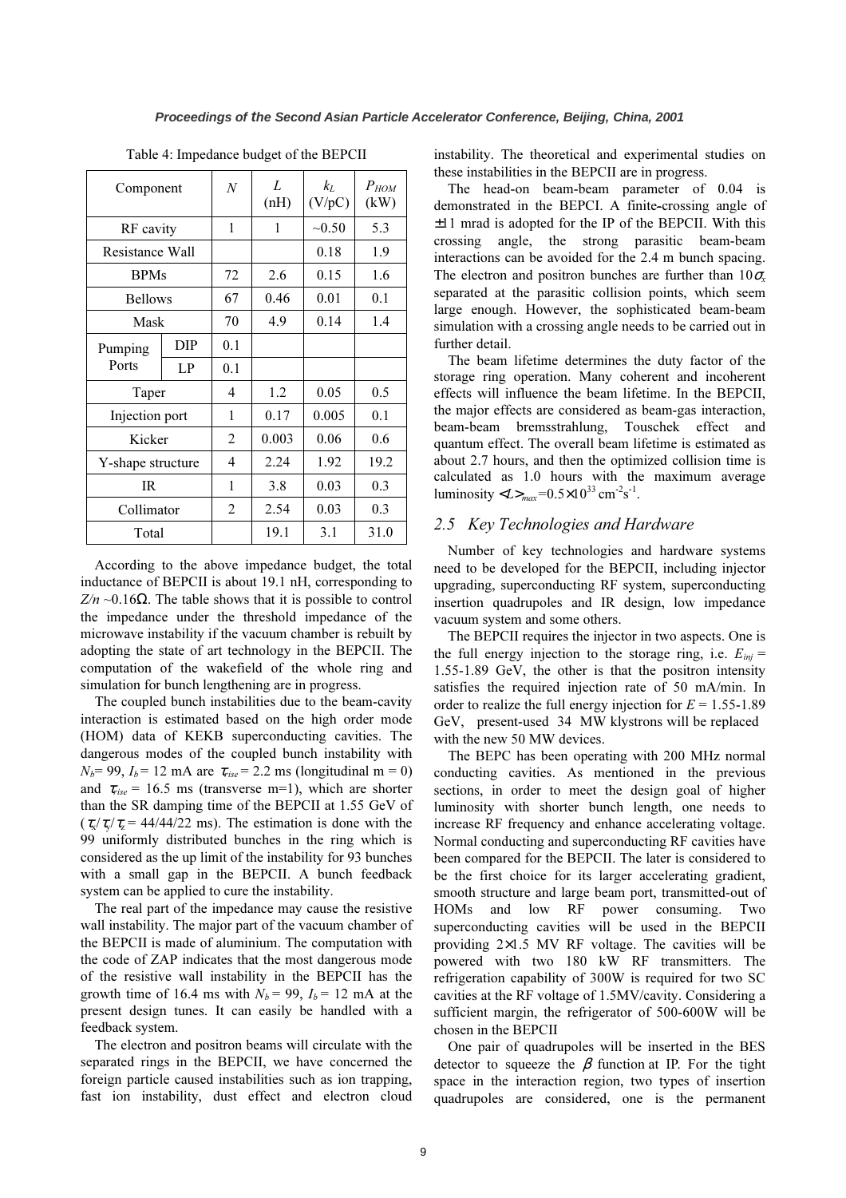Table 4: Impedance budget of the BEPCII

| Component | | $N$ | $L$ (nH) | $k_L$ (V/pC) | $P_{HOM}$ (kW) |
|---|---|---|---|---|---|
| RF cavity | | 1 | 1 | ~0.50 | 5.3 |
| Resistance Wall | | | | 0.18 | 1.9 |
| BPMs | | 72 | 2.6 | 0.15 | 1.6 |
| Bellows | | 67 | 0.46 | 0.01 | 0.1 |
| Mask | | 70 | 4.9 | 0.14 | 1.4 |
| Pumping Ports | DIP | 0.1 | | | |
| | LP | 0.1 | | | |
| Taper | | 4 | 1.2 | 0.05 | 0.5 |
| Injection port | | 1 | 0.17 | 0.005 | 0.1 |
| Kicker | | 2 | 0.003 | 0.06 | 0.6 |
| Y-shape structure | | 4 | 2.24 | 1.92 | 19.2 |
| IR | | 1 | 3.8 | 0.03 | 0.3 |
| Collimator | | 2 | 2.54 | 0.03 | 0.3 |
| Total | | | 19.1 | 3.1 | 31.0 |

According to the above impedance budget, the total inductance of BEPCII is about 19.1 nH, corresponding to $Z/n$ ~0.16Ω. The table shows that it is possible to control the impedance under the threshold impedance of the microwave instability if the vacuum chamber is rebuilt by adopting the state of art technology in the BEPCII. The computation of the wakefield of the whole ring and simulation for bunch lengthening are in progress.

The coupled bunch instabilities due to the beam-cavity interaction is estimated based on the high order mode (HOM) data of KEKB superconducting cavities. The dangerous modes of the coupled bunch instability with $N_b$= 99, $I_b$ = 12 mA are $\tau_{rise}$ = 2.2 ms (longitudinal m = 0) and $\tau_{rise}$ = 16.5 ms (transverse m=1), which are shorter than the SR damping time of the BEPCII at 1.55 GeV of ($\tau_x/\tau_y/\tau_\varepsilon$ = 44/44/22 ms). The estimation is done with the 99 uniformly distributed bunches in the ring which is considered as the up limit of the instability for 93 bunches with a small gap in the BEPCII. A bunch feedback system can be applied to cure the instability.

The real part of the impedance may cause the resistive wall instability. The major part of the vacuum chamber of the BEPCII is made of aluminium. The computation with the code of ZAP indicates that the most dangerous mode of the resistive wall instability in the BEPCII has the growth time of 16.4 ms with $N_b$ = 99, $I_b$ = 12 mA at the present design tunes. It can easily be handled with a feedback system.

The electron and positron beams will circulate with the separated rings in the BEPCII, we have concerned the foreign particle caused instabilities such as ion trapping, fast ion instability, dust effect and electron cloud instability. The theoretical and experimental studies on these instabilities in the BEPCII are in progress.

The head-on beam-beam parameter of 0.04 is demonstrated in the BEPCI. A finite-crossing angle of ±11 mrad is adopted for the IP of the BEPCII. With this crossing angle, the strong parasitic beam-beam interactions can be avoided for the 2.4 m bunch spacing. The electron and positron bunches are further than $10\sigma_x$ separated at the parasitic collision points, which seem large enough. However, the sophisticated beam-beam simulation with a crossing angle needs to be carried out in further detail.

The beam lifetime determines the duty factor of the storage ring operation. Many coherent and incoherent effects will influence the beam lifetime. In the BEPCII, the major effects are considered as beam-gas interaction, beam-beam bremsstrahlung, Touschek effect and quantum effect. The overall beam lifetime is estimated as about 2.7 hours, and then the optimized collision time is calculated as 1.0 hours with the maximum average luminosity $\langle L\rangle_{max}$=0.5×10$^{33}$ cm$^{-2}$s$^{-1}$.

## *2.5 Key Technologies and Hardware*

Number of key technologies and hardware systems need to be developed for the BEPCII, including injector upgrading, superconducting RF system, superconducting insertion quadrupoles and IR design, low impedance vacuum system and some others.

The BEPCII requires the injector in two aspects. One is the full energy injection to the storage ring, i.e. $E_{inj}$ = 1.55-1.89 GeV, the other is that the positron intensity satisfies the required injection rate of 50 mA/min. In order to realize the full energy injection for $E$ = 1.55-1.89 GeV, present-used 34 MW klystrons will be replaced with the new 50 MW devices.

The BEPC has been operating with 200 MHz normal conducting cavities. As mentioned in the previous sections, in order to meet the design goal of higher luminosity with shorter bunch length, one needs to increase RF frequency and enhance accelerating voltage. Normal conducting and superconducting RF cavities have been compared for the BEPCII. The later is considered to be the first choice for its larger accelerating gradient, smooth structure and large beam port, transmitted-out of HOMs and low RF power consuming. Two superconducting cavities will be used in the BEPCII providing 2×1.5 MV RF voltage. The cavities will be powered with two 180 kW RF transmitters. The refrigeration capability of 300W is required for two SC cavities at the RF voltage of 1.5MV/cavity. Considering a sufficient margin, the refrigerator of 500-600W will be chosen in the BEPCII

One pair of quadrupoles will be inserted in the BES detector to squeeze the $\beta$ function at IP. For the tight space in the interaction region, two types of insertion quadrupoles are considered, one is the permanent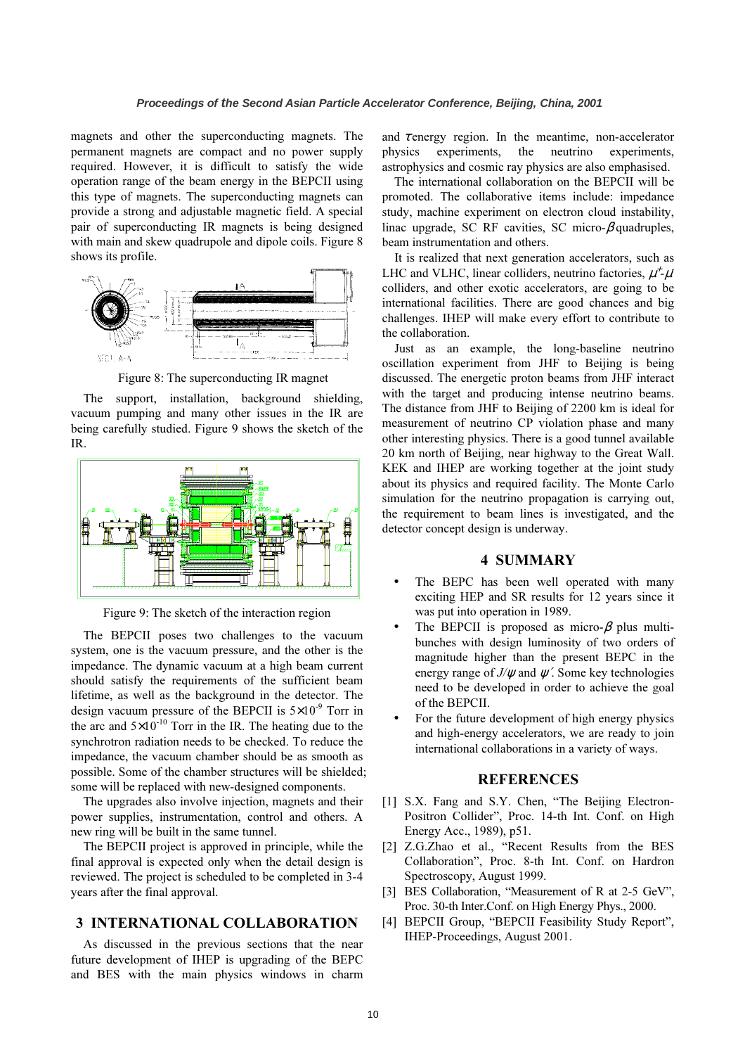magnets and other the superconducting magnets. The permanent magnets are compact and no power supply required. However, it is difficult to satisfy the wide operation range of the beam energy in the BEPCII using this type of magnets. The superconducting magnets can provide a strong and adjustable magnetic field. A special pair of superconducting IR magnets is being designed with main and skew quadrupole and dipole coils. Figure 8 shows its profile.

Figure 8: The superconducting IR magnet

The support, installation, background shielding, vacuum pumping and many other issues in the IR are being carefully studied. Figure 9 shows the sketch of the IR.

Figure 9: The sketch of the interaction region

The BEPCII poses two challenges to the vacuum system, one is the vacuum pressure, and the other is the impedance. The dynamic vacuum at a high beam current should satisfy the requirements of the sufficient beam lifetime, as well as the background in the detector. The design vacuum pressure of the BEPCII is $5\times10^{-9}$ Torr in the arc and $5\times10^{-10}$ Torr in the IR. The heating due to the synchrotron radiation needs to be checked. To reduce the impedance, the vacuum chamber should be as smooth as possible. Some of the chamber structures will be shielded; some will be replaced with new-designed components.

The upgrades also involve injection, magnets and their power supplies, instrumentation, control and others. A new ring will be built in the same tunnel.

The BEPCII project is approved in principle, while the final approval is expected only when the detail design is reviewed. The project is scheduled to be completed in 3-4 years after the final approval.

## 3 INTERNATIONAL COLLABORATION

As discussed in the previous sections that the near future development of IHEP is upgrading of the BEPC and BES with the main physics windows in charm and $\tau$ energy region. In the meantime, non-accelerator physics experiments, the neutrino experiments, astrophysics and cosmic ray physics are also emphasised.

The international collaboration on the BEPCII will be promoted. The collaborative items include: impedance study, machine experiment on electron cloud instability, linac upgrade, SC RF cavities, SC micro-$\beta$ quadruples, beam instrumentation and others.

It is realized that next generation accelerators, such as LHC and VLHC, linear colliders, neutrino factories, $\mu^+$-$\mu^-$ colliders, and other exotic accelerators, are going to be international facilities. There are good chances and big challenges. IHEP will make every effort to contribute to the collaboration.

Just as an example, the long-baseline neutrino oscillation experiment from JHF to Beijing is being discussed. The energetic proton beams from JHF interact with the target and producing intense neutrino beams. The distance from JHF to Beijing of 2200 km is ideal for measurement of neutrino CP violation phase and many other interesting physics. There is a good tunnel available 20 km north of Beijing, near highway to the Great Wall. KEK and IHEP are working together at the joint study about its physics and required facility. The Monte Carlo simulation for the neutrino propagation is carrying out, the requirement to beam lines is investigated, and the detector concept design is underway.

## 4 SUMMARY

- The BEPC has been well operated with many exciting HEP and SR results for 12 years since it was put into operation in 1989.
- The BEPCII is proposed as micro-$\beta$ plus multi-bunches with design luminosity of two orders of magnitude higher than the present BEPC in the energy range of $J/\psi$ and $\psi'$. Some key technologies need to be developed in order to achieve the goal of the BEPCII.
- For the future development of high energy physics and high-energy accelerators, we are ready to join international collaborations in a variety of ways.

## REFERENCES

[1] S.X. Fang and S.Y. Chen, "The Beijing Electron-Positron Collider", Proc. 14-th Int. Conf. on High Energy Acc., 1989), p51.

[2] Z.G.Zhao et al., "Recent Results from the BES Collaboration", Proc. 8-th Int. Conf. on Hardron Spectroscopy, August 1999.

[3] BES Collaboration, "Measurement of R at 2-5 GeV", Proc. 30-th Inter.Conf. on High Energy Phys., 2000.

[4] BEPCII Group, "BEPCII Feasibility Study Report", IHEP-Proceedings, August 2001.